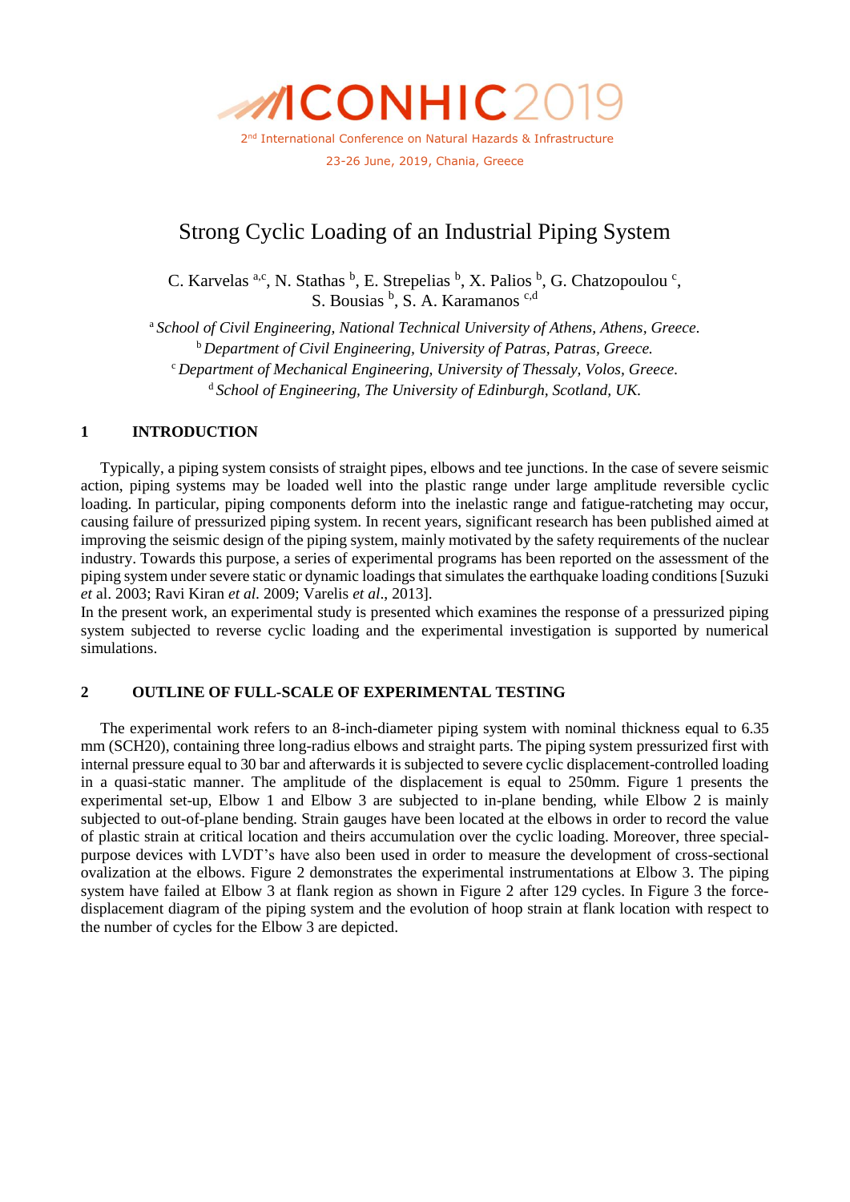ICONHIC2019

2nd International Conference on Natural Hazards & Infrastructure

23-26 June, 2019, Chania, Greece

# Strong Cyclic Loading of an Industrial Piping System

C. Karvelas [a,c], N. Stathas [b], E. Strepelias [b], X. Palios [b], G. Chatzopoulou [c], S. Bousias [b], S. A. Karamanos [c,d]

[a] *School of Civil Engineering, National Technical University of Athens, Athens, Greece.*
[b] *Department of Civil Engineering, University of Patras, Patras, Greece.*
[c] *Department of Mechanical Engineering, University of Thessaly, Volos, Greece.*
[d] *School of Engineering, The University of Edinburgh, Scotland, UK.*

## 1 INTRODUCTION

Typically, a piping system consists of straight pipes, elbows and tee junctions. In the case of severe seismic action, piping systems may be loaded well into the plastic range under large amplitude reversible cyclic loading. In particular, piping components deform into the inelastic range and fatigue-ratcheting may occur, causing failure of pressurized piping system. In recent years, significant research has been published aimed at improving the seismic design of the piping system, mainly motivated by the safety requirements of the nuclear industry. Towards this purpose, a series of experimental programs has been reported on the assessment of the piping system under severe static or dynamic loadings that simulates the earthquake loading conditions [Suzuki *et* al. 2003; Ravi Kiran *et al.* 2009; Varelis *et al*., 2013].

In the present work, an experimental study is presented which examines the response of a pressurized piping system subjected to reverse cyclic loading and the experimental investigation is supported by numerical simulations.

## 2 OUTLINE OF FULL-SCALE OF EXPERIMENTAL TESTING

The experimental work refers to an 8-inch-diameter piping system with nominal thickness equal to 6.35 mm (SCH20), containing three long-radius elbows and straight parts. The piping system pressurized first with internal pressure equal to 30 bar and afterwards it is subjected to severe cyclic displacement-controlled loading in a quasi-static manner. The amplitude of the displacement is equal to 250mm. Figure 1 presents the experimental set-up, Elbow 1 and Elbow 3 are subjected to in-plane bending, while Elbow 2 is mainly subjected to out-of-plane bending. Strain gauges have been located at the elbows in order to record the value of plastic strain at critical location and theirs accumulation over the cyclic loading. Moreover, three special-purpose devices with LVDT's have also been used in order to measure the development of cross-sectional ovalization at the elbows. Figure 2 demonstrates the experimental instrumentations at Elbow 3. The piping system have failed at Elbow 3 at flank region as shown in Figure 2 after 129 cycles. In Figure 3 the force-displacement diagram of the piping system and the evolution of hoop strain at flank location with respect to the number of cycles for the Elbow 3 are depicted.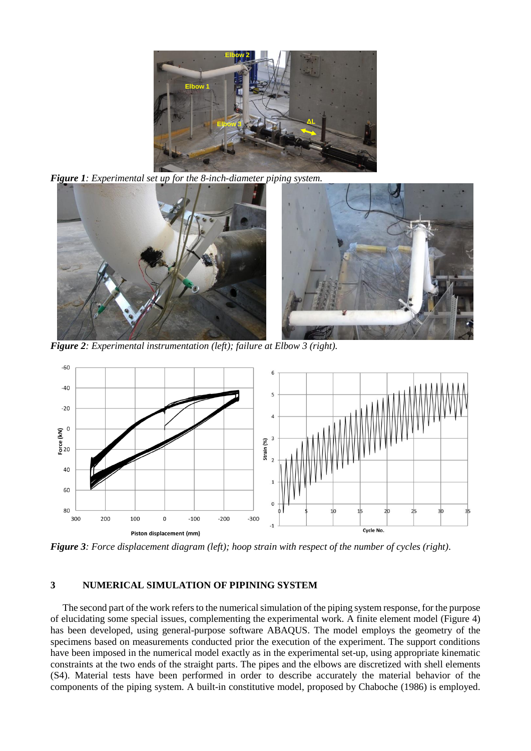*Figure 1: Experimental set up for the 8-inch-diameter piping system.*

*Figure 2: Experimental instrumentation (left); failure at Elbow 3 (right).*

*Figure 3: Force displacement diagram (left); hoop strain with respect of the number of cycles (right).*

## 3 NUMERICAL SIMULATION OF PIPINING SYSTEM

The second part of the work refers to the numerical simulation of the piping system response, for the purpose of elucidating some special issues, complementing the experimental work. A finite element model (Figure 4) has been developed, using general-purpose software ABAQUS. The model employs the geometry of the specimens based on measurements conducted prior the execution of the experiment. The support conditions have been imposed in the numerical model exactly as in the experimental set-up, using appropriate kinematic constraints at the two ends of the straight parts. The pipes and the elbows are discretized with shell elements (S4). Material tests have been performed in order to describe accurately the material behavior of the components of the piping system. A built-in constitutive model, proposed by Chaboche (1986) is employed.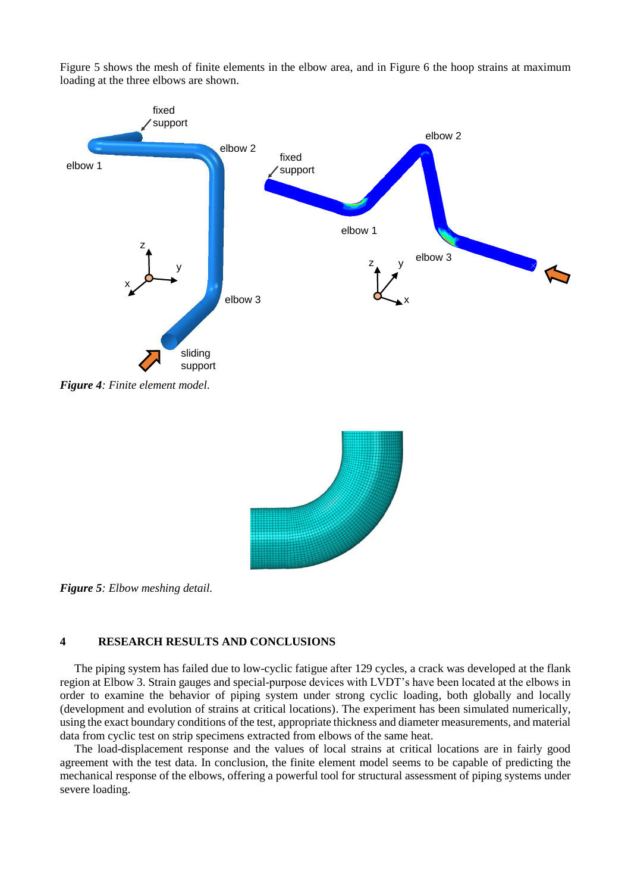Figure 5 shows the mesh of finite elements in the elbow area, and in Figure 6 the hoop strains at maximum loading at the three elbows are shown.

***Figure 4****: Finite element model.*

***Figure 5****: Elbow meshing detail.*

## 4 RESEARCH RESULTS AND CONCLUSIONS

The piping system has failed due to low-cyclic fatigue after 129 cycles, a crack was developed at the flank region at Elbow 3. Strain gauges and special-purpose devices with LVDT's have been located at the elbows in order to examine the behavior of piping system under strong cyclic loading, both globally and locally (development and evolution of strains at critical locations). The experiment has been simulated numerically, using the exact boundary conditions of the test, appropriate thickness and diameter measurements, and material data from cyclic test on strip specimens extracted from elbows of the same heat.

The load-displacement response and the values of local strains at critical locations are in fairly good agreement with the test data. In conclusion, the finite element model seems to be capable of predicting the mechanical response of the elbows, offering a powerful tool for structural assessment of piping systems under severe loading.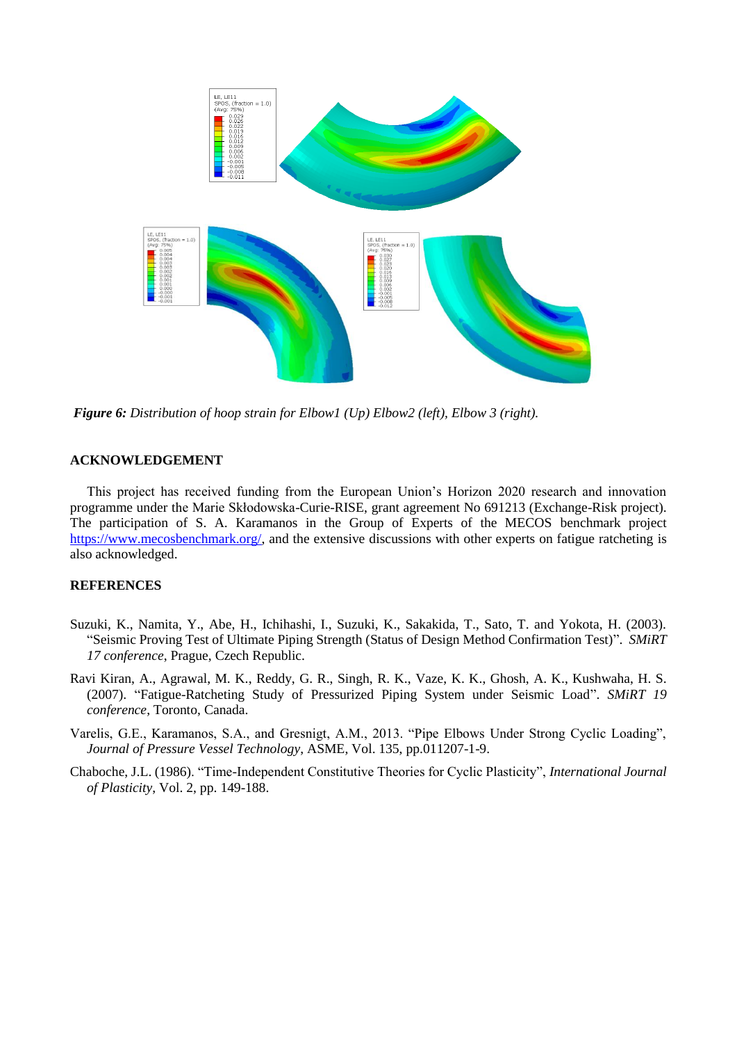LE, LE11
SPOS, (fraction = 1.0)
(Avg: 75%)
0.029
0.026
0.022
0.019
0.016
0.012
0.009
0.006
0.002
-0.001
-0.005
-0.008
-0.011

LE, LE11
SPOS, (fraction = 1.0)
(Avg: 75%)
0.005
0.004
0.004
0.003
0.003
0.002
0.002
0.001
0.001
0.000
-0.000
-0.001
-0.001

LE, LE11
SPOS, (fraction = 1.0)
(Avg: 75%)
0.030
0.027
0.023
0.020
0.016
0.013
0.009
0.006
0.002
-0.001
-0.005
-0.008
-0.012

***Figure 6:*** *Distribution of hoop strain for Elbow1 (Up) Elbow2 (left), Elbow 3 (right).*

## ACKNOWLEDGEMENT

This project has received funding from the European Union's Horizon 2020 research and innovation programme under the Marie Skłodowska-Curie-RISE, grant agreement No 691213 (Exchange-Risk project). The participation of S. A. Karamanos in the Group of Experts of the MECOS benchmark project https://www.mecosbenchmark.org/, and the extensive discussions with other experts on fatigue ratcheting is also acknowledged.

## REFERENCES

Suzuki, K., Namita, Y., Abe, H., Ichihashi, I., Suzuki, K., Sakakida, T., Sato, T. and Yokota, H. (2003). "Seismic Proving Test of Ultimate Piping Strength (Status of Design Method Confirmation Test)". *SMiRT 17 conference*, Prague, Czech Republic.

Ravi Kiran, A., Agrawal, M. K., Reddy, G. R., Singh, R. K., Vaze, K. K., Ghosh, A. K., Kushwaha, H. S. (2007). "Fatigue-Ratcheting Study of Pressurized Piping System under Seismic Load". *SMiRT 19 conference*, Toronto, Canada.

Varelis, G.E., Karamanos, S.A., and Gresnigt, A.M., 2013. "Pipe Elbows Under Strong Cyclic Loading", *Journal of Pressure Vessel Technology*, ASME, Vol. 135, pp.011207-1-9.

Chaboche, J.L. (1986). "Time-Independent Constitutive Theories for Cyclic Plasticity", *International Journal of Plasticity*, Vol. 2, pp. 149-188.